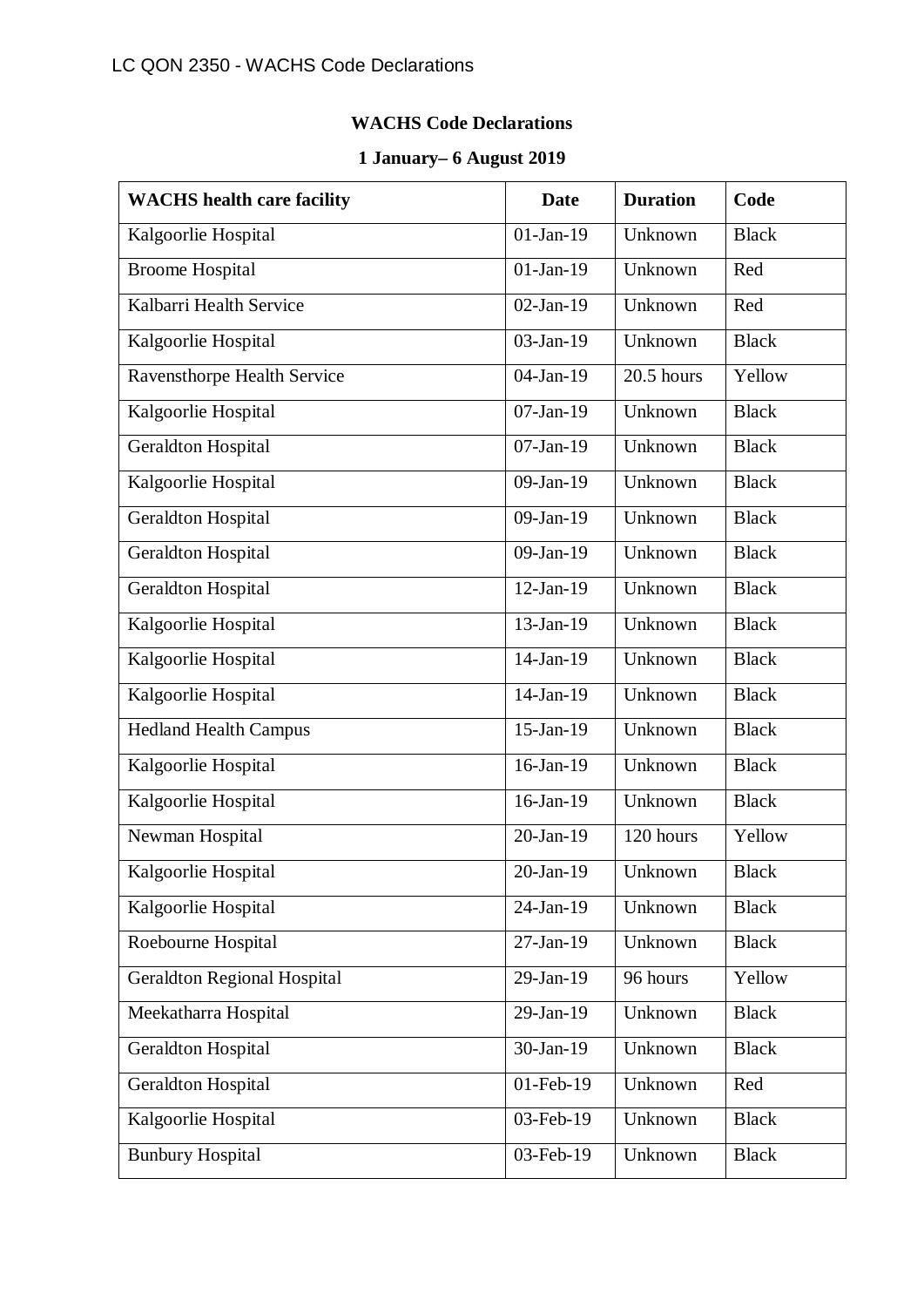LC QON 2350 - WACHS Code Declarations

**WACHS Code Declarations**

**1 January– 6 August 2019**

| WACHS health care facility | Date | Duration | Code |
|---|---|---|---|
| Kalgoorlie Hospital | 01-Jan-19 | Unknown | Black |
| Broome Hospital | 01-Jan-19 | Unknown | Red |
| Kalbarri Health Service | 02-Jan-19 | Unknown | Red |
| Kalgoorlie Hospital | 03-Jan-19 | Unknown | Black |
| Ravensthorpe Health Service | 04-Jan-19 | 20.5 hours | Yellow |
| Kalgoorlie Hospital | 07-Jan-19 | Unknown | Black |
| Geraldton Hospital | 07-Jan-19 | Unknown | Black |
| Kalgoorlie Hospital | 09-Jan-19 | Unknown | Black |
| Geraldton Hospital | 09-Jan-19 | Unknown | Black |
| Geraldton Hospital | 09-Jan-19 | Unknown | Black |
| Geraldton Hospital | 12-Jan-19 | Unknown | Black |
| Kalgoorlie Hospital | 13-Jan-19 | Unknown | Black |
| Kalgoorlie Hospital | 14-Jan-19 | Unknown | Black |
| Kalgoorlie Hospital | 14-Jan-19 | Unknown | Black |
| Hedland Health Campus | 15-Jan-19 | Unknown | Black |
| Kalgoorlie Hospital | 16-Jan-19 | Unknown | Black |
| Kalgoorlie Hospital | 16-Jan-19 | Unknown | Black |
| Newman Hospital | 20-Jan-19 | 120 hours | Yellow |
| Kalgoorlie Hospital | 20-Jan-19 | Unknown | Black |
| Kalgoorlie Hospital | 24-Jan-19 | Unknown | Black |
| Roebourne Hospital | 27-Jan-19 | Unknown | Black |
| Geraldton Regional Hospital | 29-Jan-19 | 96 hours | Yellow |
| Meekatharra Hospital | 29-Jan-19 | Unknown | Black |
| Geraldton Hospital | 30-Jan-19 | Unknown | Black |
| Geraldton Hospital | 01-Feb-19 | Unknown | Red |
| Kalgoorlie Hospital | 03-Feb-19 | Unknown | Black |
| Bunbury Hospital | 03-Feb-19 | Unknown | Black |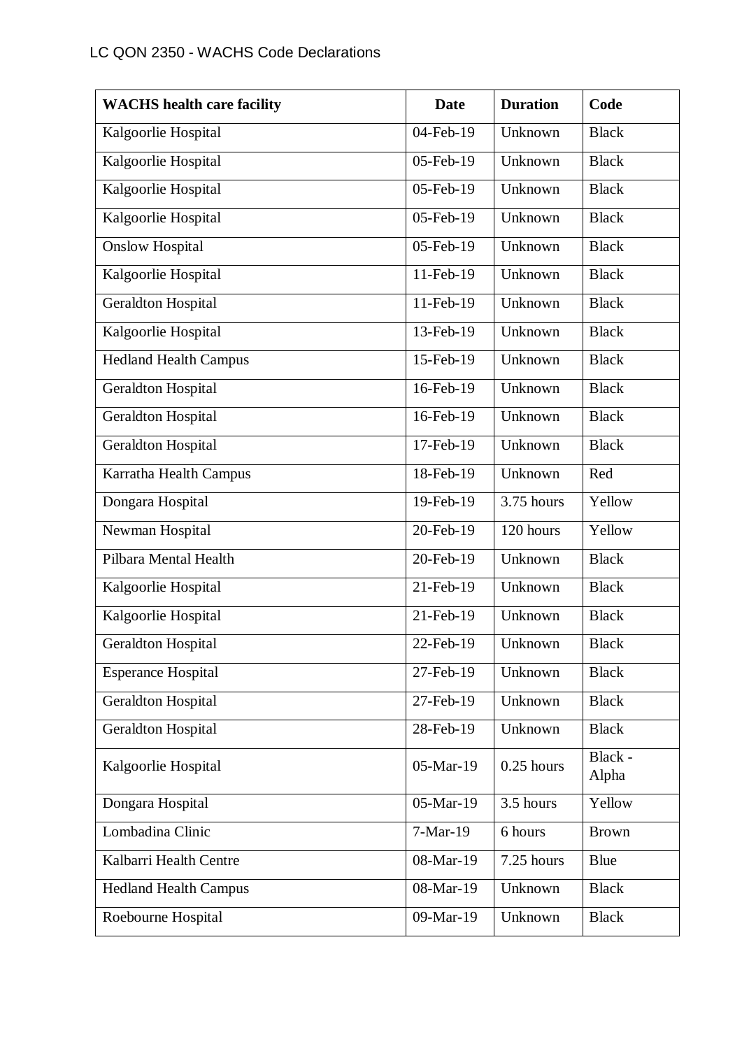LC QON 2350 - WACHS Code Declarations

| WACHS health care facility | Date | Duration | Code |
|---|---|---|---|
| Kalgoorlie Hospital | 04-Feb-19 | Unknown | Black |
| Kalgoorlie Hospital | 05-Feb-19 | Unknown | Black |
| Kalgoorlie Hospital | 05-Feb-19 | Unknown | Black |
| Kalgoorlie Hospital | 05-Feb-19 | Unknown | Black |
| Onslow Hospital | 05-Feb-19 | Unknown | Black |
| Kalgoorlie Hospital | 11-Feb-19 | Unknown | Black |
| Geraldton Hospital | 11-Feb-19 | Unknown | Black |
| Kalgoorlie Hospital | 13-Feb-19 | Unknown | Black |
| Hedland Health Campus | 15-Feb-19 | Unknown | Black |
| Geraldton Hospital | 16-Feb-19 | Unknown | Black |
| Geraldton Hospital | 16-Feb-19 | Unknown | Black |
| Geraldton Hospital | 17-Feb-19 | Unknown | Black |
| Karratha Health Campus | 18-Feb-19 | Unknown | Red |
| Dongara Hospital | 19-Feb-19 | 3.75 hours | Yellow |
| Newman Hospital | 20-Feb-19 | 120 hours | Yellow |
| Pilbara Mental Health | 20-Feb-19 | Unknown | Black |
| Kalgoorlie Hospital | 21-Feb-19 | Unknown | Black |
| Kalgoorlie Hospital | 21-Feb-19 | Unknown | Black |
| Geraldton Hospital | 22-Feb-19 | Unknown | Black |
| Esperance Hospital | 27-Feb-19 | Unknown | Black |
| Geraldton Hospital | 27-Feb-19 | Unknown | Black |
| Geraldton Hospital | 28-Feb-19 | Unknown | Black |
| Kalgoorlie Hospital | 05-Mar-19 | 0.25 hours | Black - Alpha |
| Dongara Hospital | 05-Mar-19 | 3.5 hours | Yellow |
| Lombadina Clinic | 7-Mar-19 | 6 hours | Brown |
| Kalbarri Health Centre | 08-Mar-19 | 7.25 hours | Blue |
| Hedland Health Campus | 08-Mar-19 | Unknown | Black |
| Roebourne Hospital | 09-Mar-19 | Unknown | Black |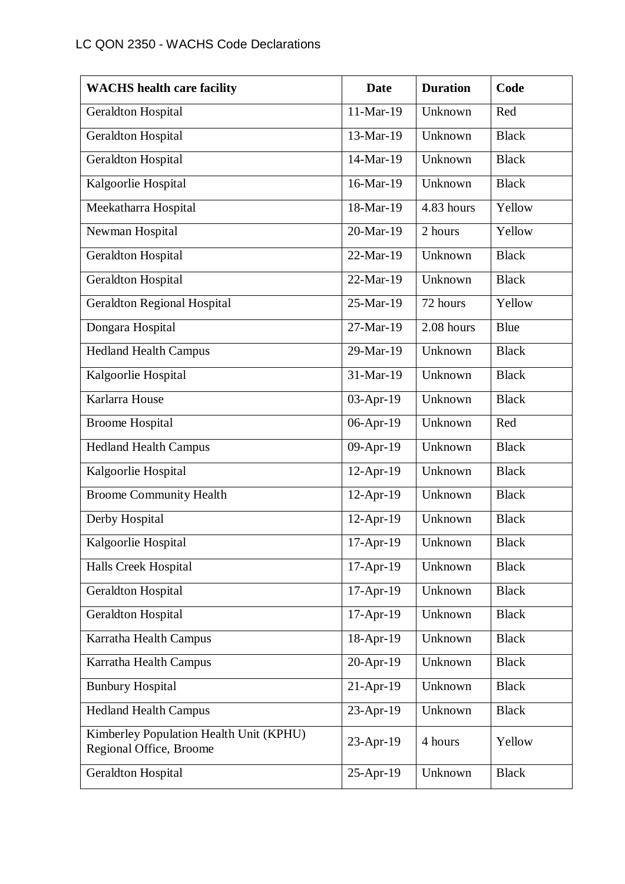| WACHS health care facility | Date | Duration | Code |
| --- | --- | --- | --- |
| Geraldton Hospital | 11-Mar-19 | Unknown | Red |
| Geraldton Hospital | 13-Mar-19 | Unknown | Black |
| Geraldton Hospital | 14-Mar-19 | Unknown | Black |
| Kalgoorlie Hospital | 16-Mar-19 | Unknown | Black |
| Meekatharra Hospital | 18-Mar-19 | 4.83 hours | Yellow |
| Newman Hospital | 20-Mar-19 | 2 hours | Yellow |
| Geraldton Hospital | 22-Mar-19 | Unknown | Black |
| Geraldton Hospital | 22-Mar-19 | Unknown | Black |
| Geraldton Regional Hospital | 25-Mar-19 | 72 hours | Yellow |
| Dongara Hospital | 27-Mar-19 | 2.08 hours | Blue |
| Hedland Health Campus | 29-Mar-19 | Unknown | Black |
| Kalgoorlie Hospital | 31-Mar-19 | Unknown | Black |
| Karlarra House | 03-Apr-19 | Unknown | Black |
| Broome Hospital | 06-Apr-19 | Unknown | Red |
| Hedland Health Campus | 09-Apr-19 | Unknown | Black |
| Kalgoorlie Hospital | 12-Apr-19 | Unknown | Black |
| Broome Community Health | 12-Apr-19 | Unknown | Black |
| Derby Hospital | 12-Apr-19 | Unknown | Black |
| Kalgoorlie Hospital | 17-Apr-19 | Unknown | Black |
| Halls Creek Hospital | 17-Apr-19 | Unknown | Black |
| Geraldton Hospital | 17-Apr-19 | Unknown | Black |
| Geraldton Hospital | 17-Apr-19 | Unknown | Black |
| Karratha Health Campus | 18-Apr-19 | Unknown | Black |
| Karratha Health Campus | 20-Apr-19 | Unknown | Black |
| Bunbury Hospital | 21-Apr-19 | Unknown | Black |
| Hedland Health Campus | 23-Apr-19 | Unknown | Black |
| Kimberley Population Health Unit (KPHU) Regional Office, Broome | 23-Apr-19 | 4 hours | Yellow |
| Geraldton Hospital | 25-Apr-19 | Unknown | Black |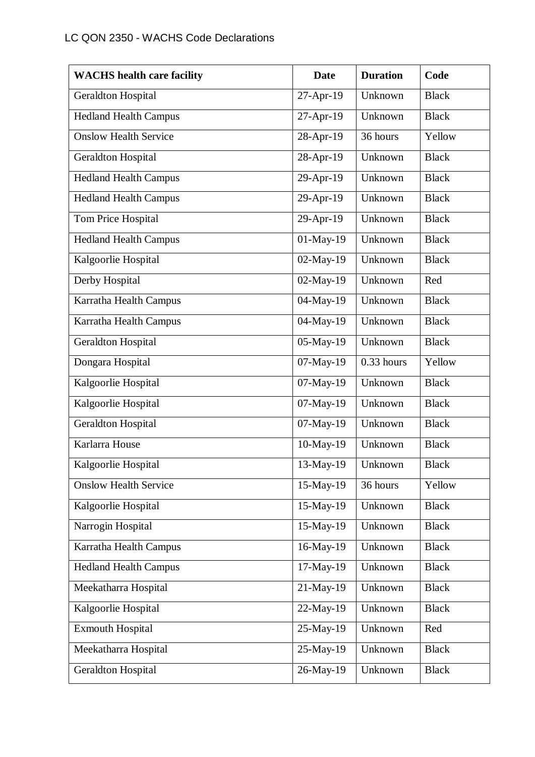LC QON 2350 - WACHS Code Declarations

| WACHS health care facility | Date | Duration | Code |
| --- | --- | --- | --- |
| Geraldton Hospital | 27-Apr-19 | Unknown | Black |
| Hedland Health Campus | 27-Apr-19 | Unknown | Black |
| Onslow Health Service | 28-Apr-19 | 36 hours | Yellow |
| Geraldton Hospital | 28-Apr-19 | Unknown | Black |
| Hedland Health Campus | 29-Apr-19 | Unknown | Black |
| Hedland Health Campus | 29-Apr-19 | Unknown | Black |
| Tom Price Hospital | 29-Apr-19 | Unknown | Black |
| Hedland Health Campus | 01-May-19 | Unknown | Black |
| Kalgoorlie Hospital | 02-May-19 | Unknown | Black |
| Derby Hospital | 02-May-19 | Unknown | Red |
| Karratha Health Campus | 04-May-19 | Unknown | Black |
| Karratha Health Campus | 04-May-19 | Unknown | Black |
| Geraldton Hospital | 05-May-19 | Unknown | Black |
| Dongara Hospital | 07-May-19 | 0.33 hours | Yellow |
| Kalgoorlie Hospital | 07-May-19 | Unknown | Black |
| Kalgoorlie Hospital | 07-May-19 | Unknown | Black |
| Geraldton Hospital | 07-May-19 | Unknown | Black |
| Karlarra House | 10-May-19 | Unknown | Black |
| Kalgoorlie Hospital | 13-May-19 | Unknown | Black |
| Onslow Health Service | 15-May-19 | 36 hours | Yellow |
| Kalgoorlie Hospital | 15-May-19 | Unknown | Black |
| Narrogin Hospital | 15-May-19 | Unknown | Black |
| Karratha Health Campus | 16-May-19 | Unknown | Black |
| Hedland Health Campus | 17-May-19 | Unknown | Black |
| Meekatharra Hospital | 21-May-19 | Unknown | Black |
| Kalgoorlie Hospital | 22-May-19 | Unknown | Black |
| Exmouth Hospital | 25-May-19 | Unknown | Red |
| Meekatharra Hospital | 25-May-19 | Unknown | Black |
| Geraldton Hospital | 26-May-19 | Unknown | Black |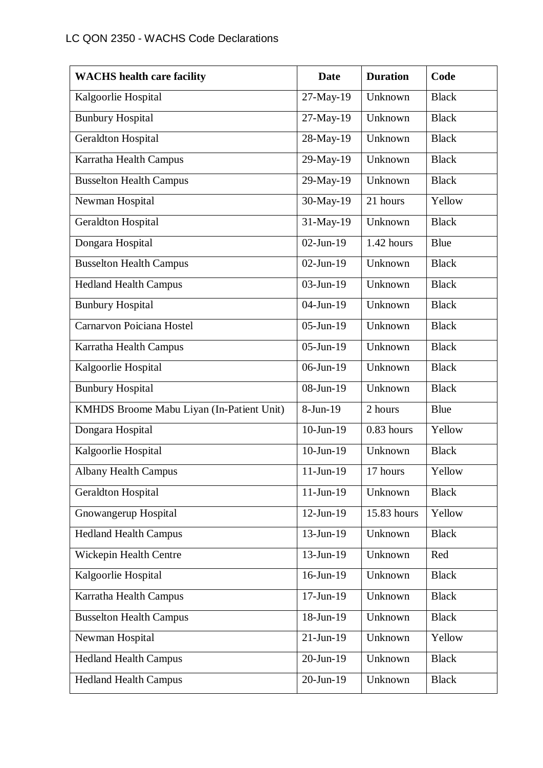LC QON 2350 - WACHS Code Declarations

| WACHS health care facility | Date | Duration | Code |
|---|---|---|---|
| Kalgoorlie Hospital | 27-May-19 | Unknown | Black |
| Bunbury Hospital | 27-May-19 | Unknown | Black |
| Geraldton Hospital | 28-May-19 | Unknown | Black |
| Karratha Health Campus | 29-May-19 | Unknown | Black |
| Busselton Health Campus | 29-May-19 | Unknown | Black |
| Newman Hospital | 30-May-19 | 21 hours | Yellow |
| Geraldton Hospital | 31-May-19 | Unknown | Black |
| Dongara Hospital | 02-Jun-19 | 1.42 hours | Blue |
| Busselton Health Campus | 02-Jun-19 | Unknown | Black |
| Hedland Health Campus | 03-Jun-19 | Unknown | Black |
| Bunbury Hospital | 04-Jun-19 | Unknown | Black |
| Carnarvon Poiciana Hostel | 05-Jun-19 | Unknown | Black |
| Karratha Health Campus | 05-Jun-19 | Unknown | Black |
| Kalgoorlie Hospital | 06-Jun-19 | Unknown | Black |
| Bunbury Hospital | 08-Jun-19 | Unknown | Black |
| KMHDS Broome Mabu Liyan (In-Patient Unit) | 8-Jun-19 | 2 hours | Blue |
| Dongara Hospital | 10-Jun-19 | 0.83 hours | Yellow |
| Kalgoorlie Hospital | 10-Jun-19 | Unknown | Black |
| Albany Health Campus | 11-Jun-19 | 17 hours | Yellow |
| Geraldton Hospital | 11-Jun-19 | Unknown | Black |
| Gnowangerup Hospital | 12-Jun-19 | 15.83 hours | Yellow |
| Hedland Health Campus | 13-Jun-19 | Unknown | Black |
| Wickepin Health Centre | 13-Jun-19 | Unknown | Red |
| Kalgoorlie Hospital | 16-Jun-19 | Unknown | Black |
| Karratha Health Campus | 17-Jun-19 | Unknown | Black |
| Busselton Health Campus | 18-Jun-19 | Unknown | Black |
| Newman Hospital | 21-Jun-19 | Unknown | Yellow |
| Hedland Health Campus | 20-Jun-19 | Unknown | Black |
| Hedland Health Campus | 20-Jun-19 | Unknown | Black |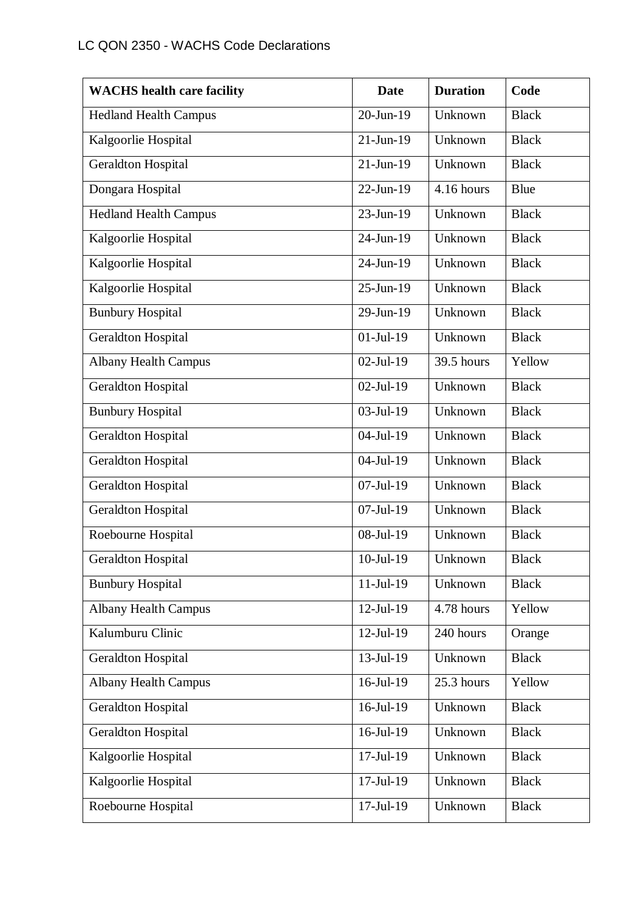LC QON 2350 - WACHS Code Declarations

| WACHS health care facility | Date | Duration | Code |
|---|---|---|---|
| Hedland Health Campus | 20-Jun-19 | Unknown | Black |
| Kalgoorlie Hospital | 21-Jun-19 | Unknown | Black |
| Geraldton Hospital | 21-Jun-19 | Unknown | Black |
| Dongara Hospital | 22-Jun-19 | 4.16 hours | Blue |
| Hedland Health Campus | 23-Jun-19 | Unknown | Black |
| Kalgoorlie Hospital | 24-Jun-19 | Unknown | Black |
| Kalgoorlie Hospital | 24-Jun-19 | Unknown | Black |
| Kalgoorlie Hospital | 25-Jun-19 | Unknown | Black |
| Bunbury Hospital | 29-Jun-19 | Unknown | Black |
| Geraldton Hospital | 01-Jul-19 | Unknown | Black |
| Albany Health Campus | 02-Jul-19 | 39.5 hours | Yellow |
| Geraldton Hospital | 02-Jul-19 | Unknown | Black |
| Bunbury Hospital | 03-Jul-19 | Unknown | Black |
| Geraldton Hospital | 04-Jul-19 | Unknown | Black |
| Geraldton Hospital | 04-Jul-19 | Unknown | Black |
| Geraldton Hospital | 07-Jul-19 | Unknown | Black |
| Geraldton Hospital | 07-Jul-19 | Unknown | Black |
| Roebourne Hospital | 08-Jul-19 | Unknown | Black |
| Geraldton Hospital | 10-Jul-19 | Unknown | Black |
| Bunbury Hospital | 11-Jul-19 | Unknown | Black |
| Albany Health Campus | 12-Jul-19 | 4.78 hours | Yellow |
| Kalumburu Clinic | 12-Jul-19 | 240 hours | Orange |
| Geraldton Hospital | 13-Jul-19 | Unknown | Black |
| Albany Health Campus | 16-Jul-19 | 25.3 hours | Yellow |
| Geraldton Hospital | 16-Jul-19 | Unknown | Black |
| Geraldton Hospital | 16-Jul-19 | Unknown | Black |
| Kalgoorlie Hospital | 17-Jul-19 | Unknown | Black |
| Kalgoorlie Hospital | 17-Jul-19 | Unknown | Black |
| Roebourne Hospital | 17-Jul-19 | Unknown | Black |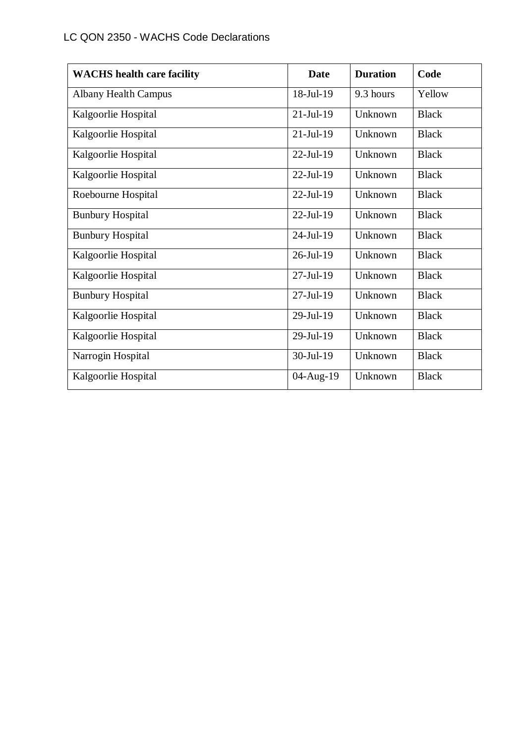LC QON 2350 - WACHS Code Declarations

| WACHS health care facility | Date | Duration | Code |
|---|---|---|---|
| Albany Health Campus | 18-Jul-19 | 9.3 hours | Yellow |
| Kalgoorlie Hospital | 21-Jul-19 | Unknown | Black |
| Kalgoorlie Hospital | 21-Jul-19 | Unknown | Black |
| Kalgoorlie Hospital | 22-Jul-19 | Unknown | Black |
| Kalgoorlie Hospital | 22-Jul-19 | Unknown | Black |
| Roebourne Hospital | 22-Jul-19 | Unknown | Black |
| Bunbury Hospital | 22-Jul-19 | Unknown | Black |
| Bunbury Hospital | 24-Jul-19 | Unknown | Black |
| Kalgoorlie Hospital | 26-Jul-19 | Unknown | Black |
| Kalgoorlie Hospital | 27-Jul-19 | Unknown | Black |
| Bunbury Hospital | 27-Jul-19 | Unknown | Black |
| Kalgoorlie Hospital | 29-Jul-19 | Unknown | Black |
| Kalgoorlie Hospital | 29-Jul-19 | Unknown | Black |
| Narrogin Hospital | 30-Jul-19 | Unknown | Black |
| Kalgoorlie Hospital | 04-Aug-19 | Unknown | Black |